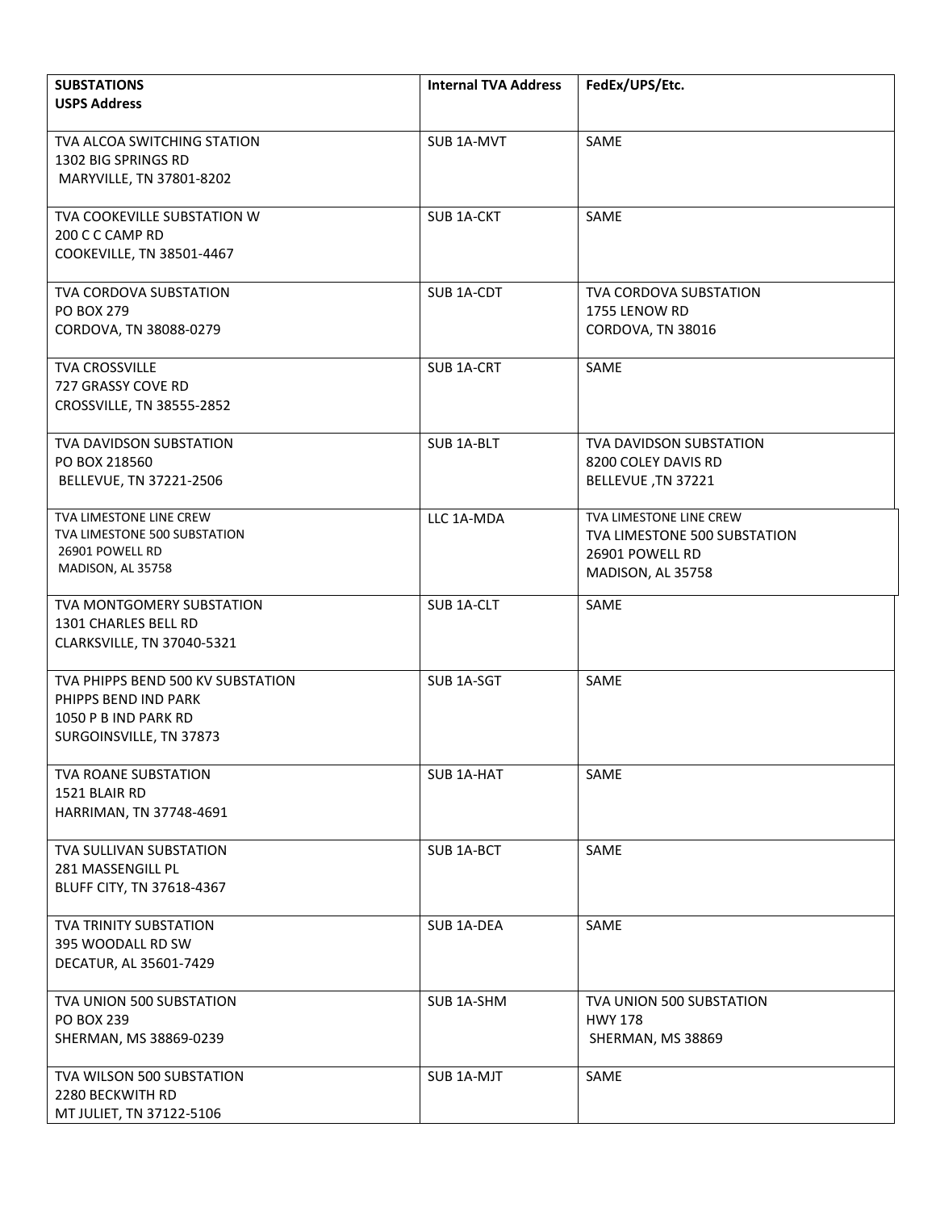| SUBSTATIONS<br>USPS Address | Internal TVA Address | FedEx/UPS/Etc. |
|---|---|---|
| TVA ALCOA SWITCHING STATION<br>1302 BIG SPRINGS RD<br>MARYVILLE, TN 37801-8202 | SUB 1A-MVT | SAME |
| TVA COOKEVILLE SUBSTATION W<br>200 C C CAMP RD<br>COOKEVILLE, TN 38501-4467 | SUB 1A-CKT | SAME |
| TVA CORDOVA SUBSTATION<br>PO BOX 279<br>CORDOVA, TN 38088-0279 | SUB 1A-CDT | TVA CORDOVA SUBSTATION<br>1755 LENOW RD<br>CORDOVA, TN 38016 |
| TVA CROSSVILLE<br>727 GRASSY COVE RD<br>CROSSVILLE, TN 38555-2852 | SUB 1A-CRT | SAME |
| TVA DAVIDSON SUBSTATION<br>PO BOX 218560<br>BELLEVUE, TN 37221-2506 | SUB 1A-BLT | TVA DAVIDSON SUBSTATION<br>8200 COLEY DAVIS RD<br>BELLEVUE ,TN 37221 |
| TVA LIMESTONE LINE CREW<br>TVA LIMESTONE 500 SUBSTATION<br>26901 POWELL RD<br>MADISON, AL 35758 | LLC 1A-MDA | TVA LIMESTONE LINE CREW<br>TVA LIMESTONE 500 SUBSTATION<br>26901 POWELL RD<br>MADISON, AL 35758 |
| TVA MONTGOMERY SUBSTATION<br>1301 CHARLES BELL RD<br>CLARKSVILLE, TN 37040-5321 | SUB 1A-CLT | SAME |
| TVA PHIPPS BEND 500 KV SUBSTATION<br>PHIPPS BEND IND PARK<br>1050 P B IND PARK RD<br>SURGOINSVILLE, TN 37873 | SUB 1A-SGT | SAME |
| TVA ROANE SUBSTATION<br>1521 BLAIR RD<br>HARRIMAN, TN 37748-4691 | SUB 1A-HAT | SAME |
| TVA SULLIVAN SUBSTATION<br>281 MASSENGILL PL<br>BLUFF CITY, TN 37618-4367 | SUB 1A-BCT | SAME |
| TVA TRINITY SUBSTATION<br>395 WOODALL RD SW<br>DECATUR, AL 35601-7429 | SUB 1A-DEA | SAME |
| TVA UNION 500 SUBSTATION<br>PO BOX 239<br>SHERMAN, MS 38869-0239 | SUB 1A-SHM | TVA UNION 500 SUBSTATION<br>HWY 178<br>SHERMAN, MS 38869 |
| TVA WILSON 500 SUBSTATION<br>2280 BECKWITH RD<br>MT JULIET, TN 37122-5106 | SUB 1A-MJT | SAME |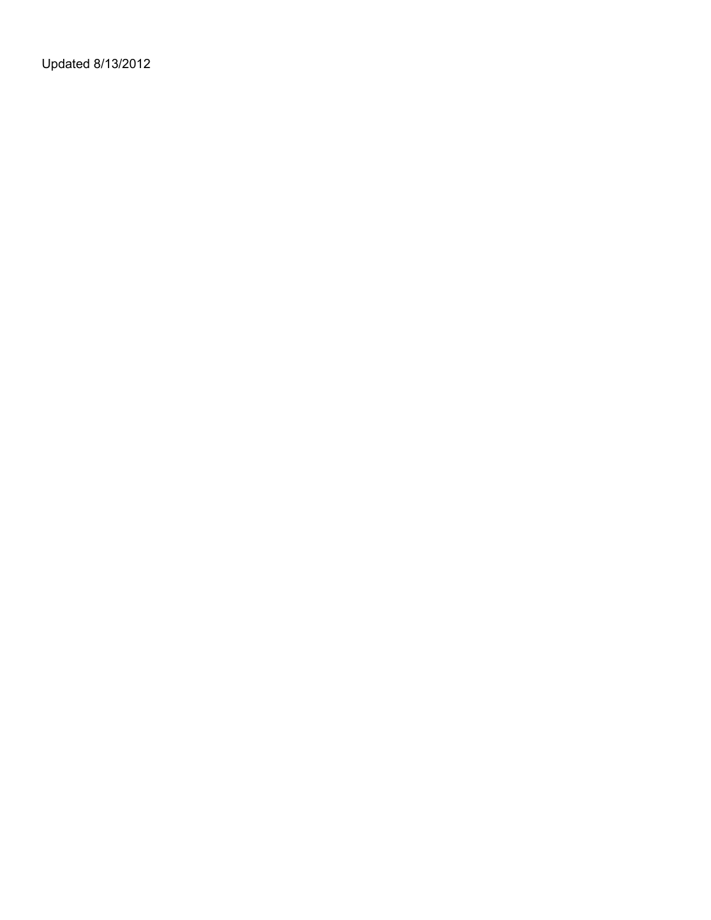Updated 8/13/2012